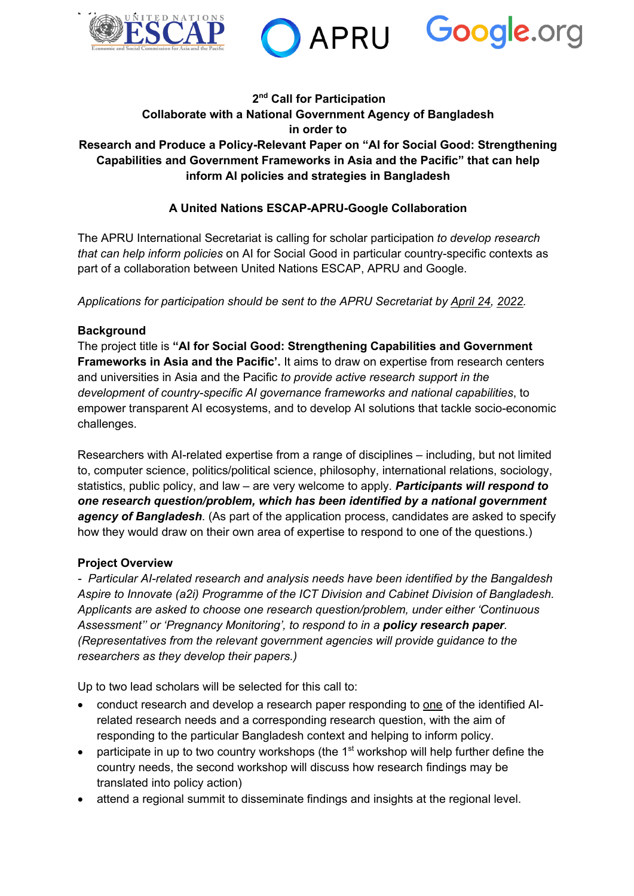## 2nd Call for Participation
## Collaborate with a National Government Agency of Bangladesh in order to Research and Produce a Policy-Relevant Paper on "AI for Social Good: Strengthening Capabilities and Government Frameworks in Asia and the Pacific" that can help inform AI policies and strategies in Bangladesh

### A United Nations ESCAP-APRU-Google Collaboration

The APRU International Secretariat is calling for scholar participation *to develop research that can help inform policies* on AI for Social Good in particular country-specific contexts as part of a collaboration between United Nations ESCAP, APRU and Google.

*Applications for participation should be sent to the APRU Secretariat by April 24, 2022.*

**Background**

The project title is **"AI for Social Good: Strengthening Capabilities and Government Frameworks in Asia and the Pacific'.** It aims to draw on expertise from research centers and universities in Asia and the Pacific *to provide active research support in the development of country-specific AI governance frameworks and national capabilities*, to empower transparent AI ecosystems, and to develop AI solutions that tackle socio-economic challenges.

Researchers with AI-related expertise from a range of disciplines – including, but not limited to, computer science, politics/political science, philosophy, international relations, sociology, statistics, public policy, and law – are very welcome to apply. ***Participants will respond to one research question/problem, which has been identified by a national government agency of Bangladesh***. (As part of the application process, candidates are asked to specify how they would draw on their own area of expertise to respond to one of the questions.)

**Project Overview**

- *Particular AI-related research and analysis needs have been identified by the Bangaldesh Aspire to Innovate (a2i) Programme of the ICT Division and Cabinet Division of Bangladesh. Applicants are asked to choose one research question/problem, under either 'Continuous Assessment'' or 'Pregnancy Monitoring', to respond to in a* ***policy research paper****. (Representatives from the relevant government agencies will provide guidance to the researchers as they develop their papers.)*

Up to two lead scholars will be selected for this call to:

- conduct research and develop a research paper responding to one of the identified AI-related research needs and a corresponding research question, with the aim of responding to the particular Bangladesh context and helping to inform policy.
- participate in up to two country workshops (the 1st workshop will help further define the country needs, the second workshop will discuss how research findings may be translated into policy action)
- attend a regional summit to disseminate findings and insights at the regional level.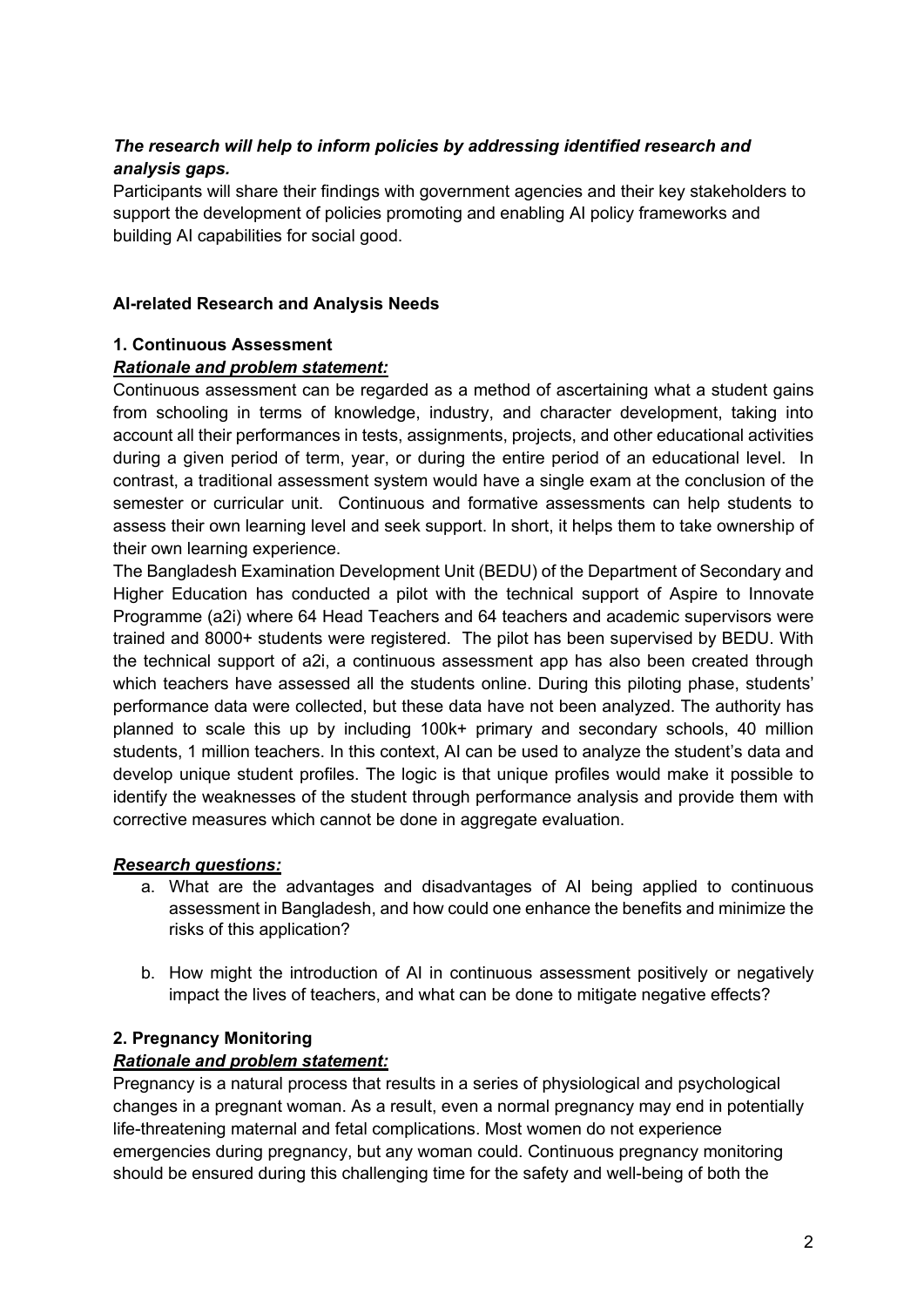***The research will help to inform policies by addressing identified research and analysis gaps.***

Participants will share their findings with government agencies and their key stakeholders to support the development of policies promoting and enabling AI policy frameworks and building AI capabilities for social good.

## AI-related Research and Analysis Needs

### 1. Continuous Assessment

***<u>Rationale and problem statement:</u>***

Continuous assessment can be regarded as a method of ascertaining what a student gains from schooling in terms of knowledge, industry, and character development, taking into account all their performances in tests, assignments, projects, and other educational activities during a given period of term, year, or during the entire period of an educational level. In contrast, a traditional assessment system would have a single exam at the conclusion of the semester or curricular unit. Continuous and formative assessments can help students to assess their own learning level and seek support. In short, it helps them to take ownership of their own learning experience.

The Bangladesh Examination Development Unit (BEDU) of the Department of Secondary and Higher Education has conducted a pilot with the technical support of Aspire to Innovate Programme (a2i) where 64 Head Teachers and 64 teachers and academic supervisors were trained and 8000+ students were registered. The pilot has been supervised by BEDU. With the technical support of a2i, a continuous assessment app has also been created through which teachers have assessed all the students online. During this piloting phase, students' performance data were collected, but these data have not been analyzed. The authority has planned to scale this up by including 100k+ primary and secondary schools, 40 million students, 1 million teachers. In this context, AI can be used to analyze the student's data and develop unique student profiles. The logic is that unique profiles would make it possible to identify the weaknesses of the student through performance analysis and provide them with corrective measures which cannot be done in aggregate evaluation.

***<u>Research questions:</u>***

a. What are the advantages and disadvantages of AI being applied to continuous assessment in Bangladesh, and how could one enhance the benefits and minimize the risks of this application?

b. How might the introduction of AI in continuous assessment positively or negatively impact the lives of teachers, and what can be done to mitigate negative effects?

### 2. Pregnancy Monitoring

***<u>Rationale and problem statement:</u>***

Pregnancy is a natural process that results in a series of physiological and psychological changes in a pregnant woman. As a result, even a normal pregnancy may end in potentially life-threatening maternal and fetal complications. Most women do not experience emergencies during pregnancy, but any woman could. Continuous pregnancy monitoring should be ensured during this challenging time for the safety and well-being of both the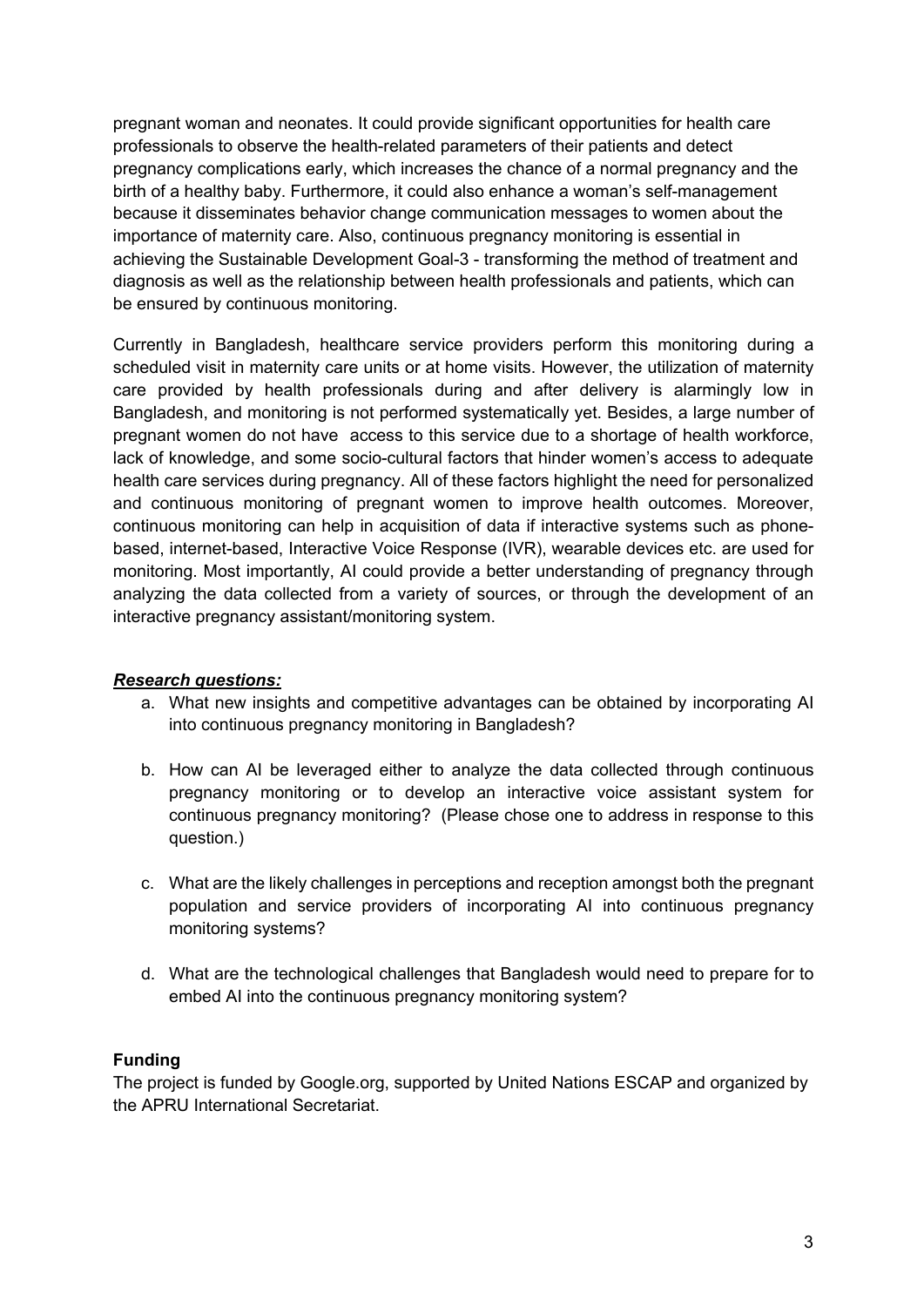pregnant woman and neonates. It could provide significant opportunities for health care professionals to observe the health-related parameters of their patients and detect pregnancy complications early, which increases the chance of a normal pregnancy and the birth of a healthy baby. Furthermore, it could also enhance a woman's self-management because it disseminates behavior change communication messages to women about the importance of maternity care. Also, continuous pregnancy monitoring is essential in achieving the Sustainable Development Goal-3 - transforming the method of treatment and diagnosis as well as the relationship between health professionals and patients, which can be ensured by continuous monitoring.

Currently in Bangladesh, healthcare service providers perform this monitoring during a scheduled visit in maternity care units or at home visits. However, the utilization of maternity care provided by health professionals during and after delivery is alarmingly low in Bangladesh, and monitoring is not performed systematically yet. Besides, a large number of pregnant women do not have access to this service due to a shortage of health workforce, lack of knowledge, and some socio-cultural factors that hinder women's access to adequate health care services during pregnancy. All of these factors highlight the need for personalized and continuous monitoring of pregnant women to improve health outcomes. Moreover, continuous monitoring can help in acquisition of data if interactive systems such as phone-based, internet-based, Interactive Voice Response (IVR), wearable devices etc. are used for monitoring. Most importantly, AI could provide a better understanding of pregnancy through analyzing the data collected from a variety of sources, or through the development of an interactive pregnancy assistant/monitoring system.

***Research questions:***

a. What new insights and competitive advantages can be obtained by incorporating AI into continuous pregnancy monitoring in Bangladesh?

b. How can AI be leveraged either to analyze the data collected through continuous pregnancy monitoring or to develop an interactive voice assistant system for continuous pregnancy monitoring? (Please chose one to address in response to this question.)

c. What are the likely challenges in perceptions and reception amongst both the pregnant population and service providers of incorporating AI into continuous pregnancy monitoring systems?

d. What are the technological challenges that Bangladesh would need to prepare for to embed AI into the continuous pregnancy monitoring system?

**Funding**

The project is funded by Google.org, supported by United Nations ESCAP and organized by the APRU International Secretariat.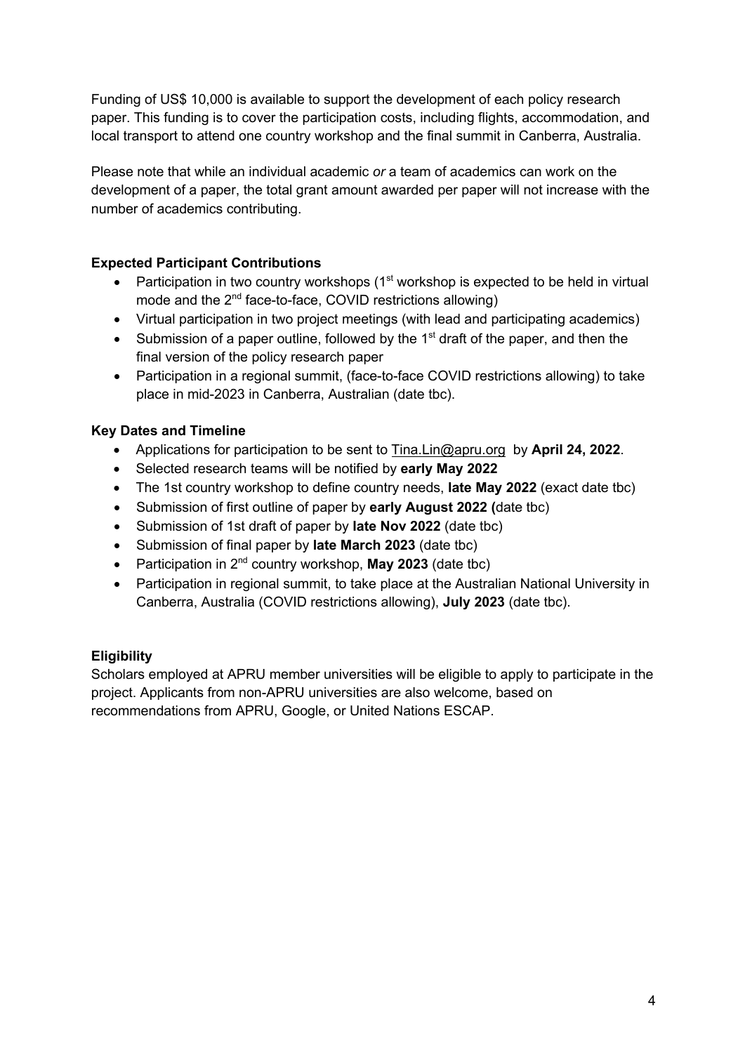Funding of US$ 10,000 is available to support the development of each policy research paper. This funding is to cover the participation costs, including flights, accommodation, and local transport to attend one country workshop and the final summit in Canberra, Australia.

Please note that while an individual academic *or* a team of academics can work on the development of a paper, the total grant amount awarded per paper will not increase with the number of academics contributing.

**Expected Participant Contributions**

- Participation in two country workshops (1st workshop is expected to be held in virtual mode and the 2nd face-to-face, COVID restrictions allowing)
- Virtual participation in two project meetings (with lead and participating academics)
- Submission of a paper outline, followed by the 1st draft of the paper, and then the final version of the policy research paper
- Participation in a regional summit, (face-to-face COVID restrictions allowing) to take place in mid-2023 in Canberra, Australian (date tbc).

**Key Dates and Timeline**

- Applications for participation to be sent to Tina.Lin@apru.org by **April 24, 2022**.
- Selected research teams will be notified by **early May 2022**
- The 1st country workshop to define country needs, **late May 2022** (exact date tbc)
- Submission of first outline of paper by **early August 2022 (**date tbc)
- Submission of 1st draft of paper by **late Nov 2022** (date tbc)
- Submission of final paper by **late March 2023** (date tbc)
- Participation in 2nd country workshop, **May 2023** (date tbc)
- Participation in regional summit, to take place at the Australian National University in Canberra, Australia (COVID restrictions allowing), **July 2023** (date tbc).

**Eligibility**

Scholars employed at APRU member universities will be eligible to apply to participate in the project. Applicants from non-APRU universities are also welcome, based on recommendations from APRU, Google, or United Nations ESCAP.